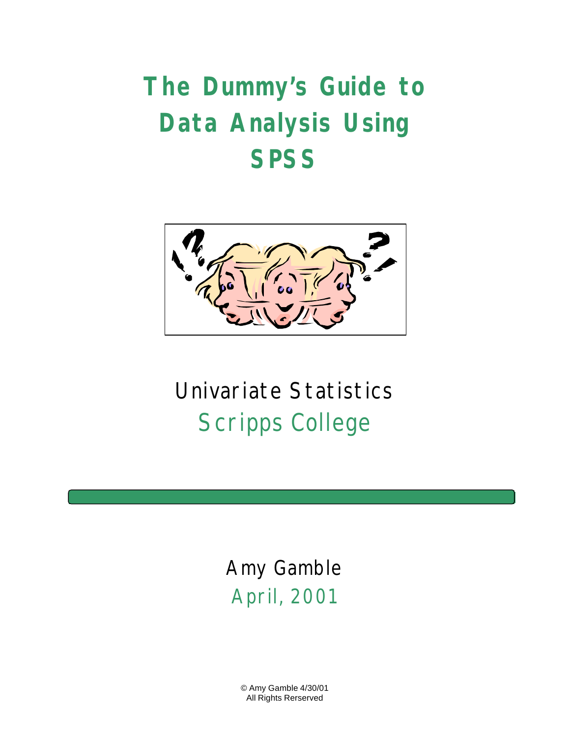# The Dummy's Guide to Data Analysis Using SPSS

Univariate Statistics

Scripps College

Amy Gamble

April, 2001

© Amy Gamble 4/30/01
All Rights Rerserved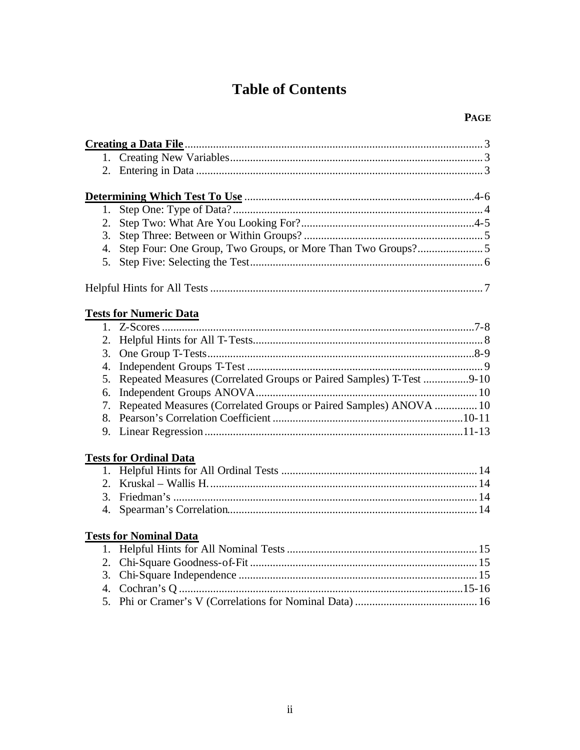# Table of Contents

| | **PAGE** |
|---|---|
| **Creating a Data File** | 3 |
| 1. Creating New Variables | 3 |
| 2. Entering in Data | 3 |
| **Determining Which Test To Use** | 4-6 |
| 1. Step One: Type of Data? | 4 |
| 2. Step Two: What Are You Looking For? | 4-5 |
| 3. Step Three: Between or Within Groups? | 5 |
| 4. Step Four: One Group, Two Groups, or More Than Two Groups? | 5 |
| 5. Step Five: Selecting the Test | 6 |
| Helpful Hints for All Tests | 7 |
| **Tests for Numeric Data** | |
| 1. Z-Scores | 7-8 |
| 2. Helpful Hints for All T-Tests | 8 |
| 3. One Group T-Tests | 8-9 |
| 4. Independent Groups T-Test | 9 |
| 5. Repeated Measures (Correlated Groups or Paired Samples) T-Test | 9-10 |
| 6. Independent Groups ANOVA | 10 |
| 7. Repeated Measures (Correlated Groups or Paired Samples) ANOVA | 10 |
| 8. Pearson's Correlation Coefficient | 10-11 |
| 9. Linear Regression | 11-13 |
| **Tests for Ordinal Data** | |
| 1. Helpful Hints for All Ordinal Tests | 14 |
| 2. Kruskal – Wallis H. | 14 |
| 3. Friedman's | 14 |
| 4. Spearman's Correlation | 14 |
| **Tests for Nominal Data** | |
| 1. Helpful Hints for All Nominal Tests | 15 |
| 2. Chi-Square Goodness-of-Fit | 15 |
| 3. Chi-Square Independence | 15 |
| 4. Cochran's Q | 15-16 |
| 5. Phi or Cramer's V (Correlations for Nominal Data) | 16 |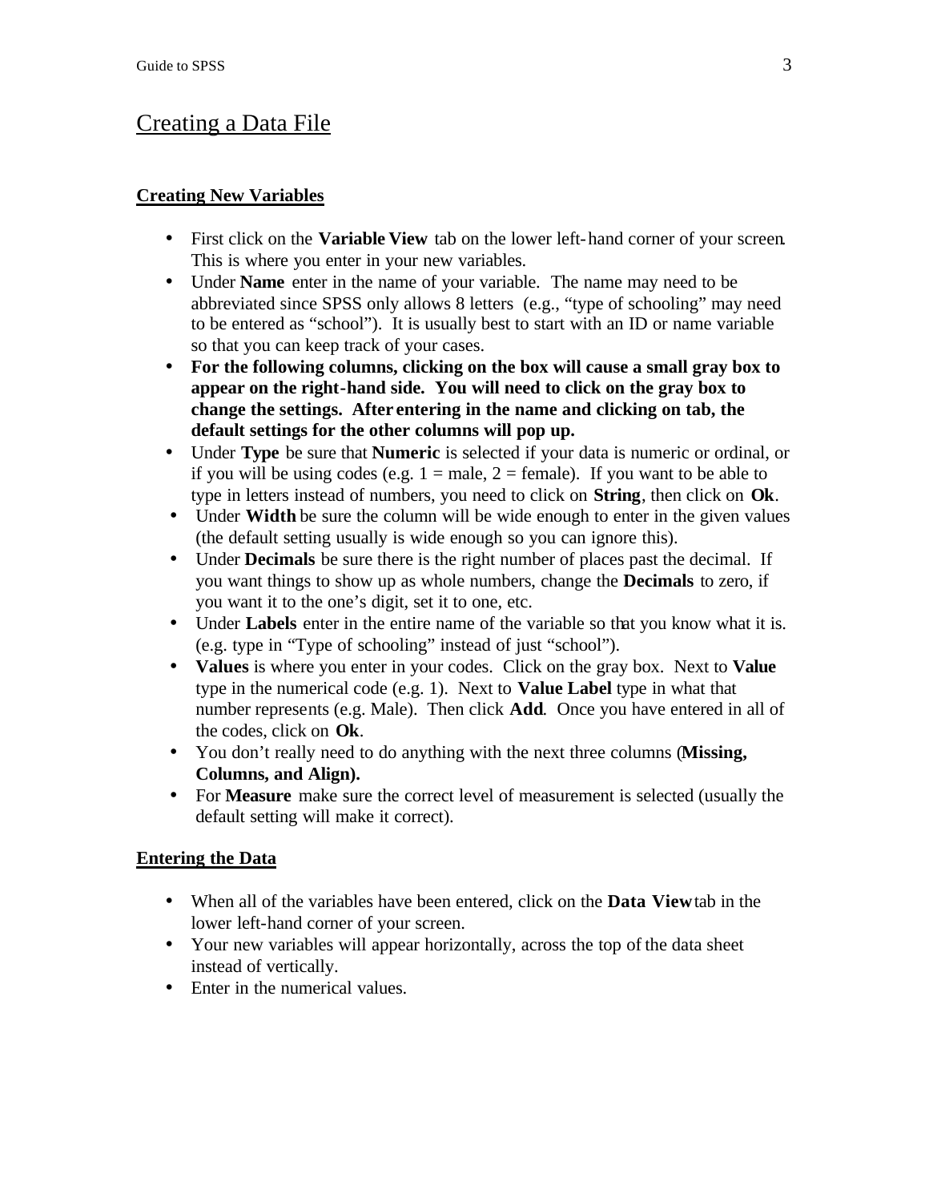# Creating a Data File

## Creating New Variables

- First click on the **Variable View** tab on the lower left-hand corner of your screen. This is where you enter in your new variables.
- Under **Name** enter in the name of your variable. The name may need to be abbreviated since SPSS only allows 8 letters (e.g., "type of schooling" may need to be entered as "school"). It is usually best to start with an ID or name variable so that you can keep track of your cases.
- **For the following columns, clicking on the box will cause a small gray box to appear on the right-hand side. You will need to click on the gray box to change the settings. After entering in the name and clicking on tab, the default settings for the other columns will pop up.**
- Under **Type** be sure that **Numeric** is selected if your data is numeric or ordinal, or if you will be using codes (e.g. 1 = male, 2 = female). If you want to be able to type in letters instead of numbers, you need to click on **String**, then click on **Ok**.
- Under **Width** be sure the column will be wide enough to enter in the given values (the default setting usually is wide enough so you can ignore this).
- Under **Decimals** be sure there is the right number of places past the decimal. If you want things to show up as whole numbers, change the **Decimals** to zero, if you want it to the one's digit, set it to one, etc.
- Under **Labels** enter in the entire name of the variable so that you know what it is. (e.g. type in "Type of schooling" instead of just "school").
- **Values** is where you enter in your codes. Click on the gray box. Next to **Value** type in the numerical code (e.g. 1). Next to **Value Label** type in what that number represents (e.g. Male). Then click **Add**. Once you have entered in all of the codes, click on **Ok**.
- You don't really need to do anything with the next three columns (**Missing, Columns, and Align).**
- For **Measure** make sure the correct level of measurement is selected (usually the default setting will make it correct).

## Entering the Data

- When all of the variables have been entered, click on the **Data View** tab in the lower left-hand corner of your screen.
- Your new variables will appear horizontally, across the top of the data sheet instead of vertically.
- Enter in the numerical values.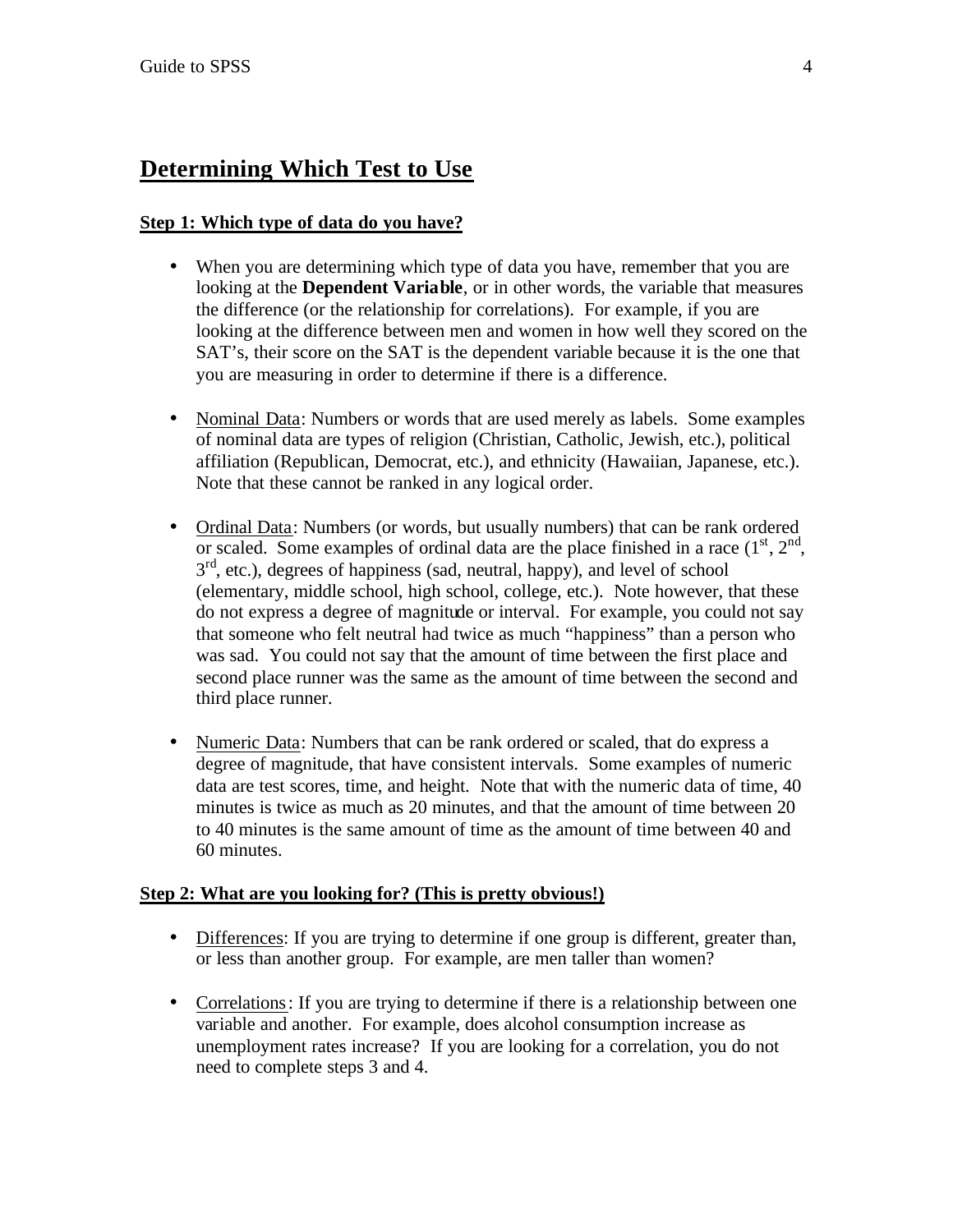# Determining Which Test to Use

**Step 1: Which type of data do you have?**

- When you are determining which type of data you have, remember that you are looking at the **Dependent Variable**, or in other words, the variable that measures the difference (or the relationship for correlations). For example, if you are looking at the difference between men and women in how well they scored on the SAT's, their score on the SAT is the dependent variable because it is the one that you are measuring in order to determine if there is a difference.

- Nominal Data: Numbers or words that are used merely as labels. Some examples of nominal data are types of religion (Christian, Catholic, Jewish, etc.), political affiliation (Republican, Democrat, etc.), and ethnicity (Hawaiian, Japanese, etc.). Note that these cannot be ranked in any logical order.

- Ordinal Data: Numbers (or words, but usually numbers) that can be rank ordered or scaled. Some examples of ordinal data are the place finished in a race (1st, 2nd, 3rd, etc.), degrees of happiness (sad, neutral, happy), and level of school (elementary, middle school, high school, college, etc.). Note however, that these do not express a degree of magnitude or interval. For example, you could not say that someone who felt neutral had twice as much "happiness" than a person who was sad. You could not say that the amount of time between the first place and second place runner was the same as the amount of time between the second and third place runner.

- Numeric Data: Numbers that can be rank ordered or scaled, that do express a degree of magnitude, that have consistent intervals. Some examples of numeric data are test scores, time, and height. Note that with the numeric data of time, 40 minutes is twice as much as 20 minutes, and that the amount of time between 20 to 40 minutes is the same amount of time as the amount of time between 40 and 60 minutes.

**Step 2: What are you looking for? (This is pretty obvious!)**

- Differences: If you are trying to determine if one group is different, greater than, or less than another group. For example, are men taller than women?

- Correlations: If you are trying to determine if there is a relationship between one variable and another. For example, does alcohol consumption increase as unemployment rates increase? If you are looking for a correlation, you do not need to complete steps 3 and 4.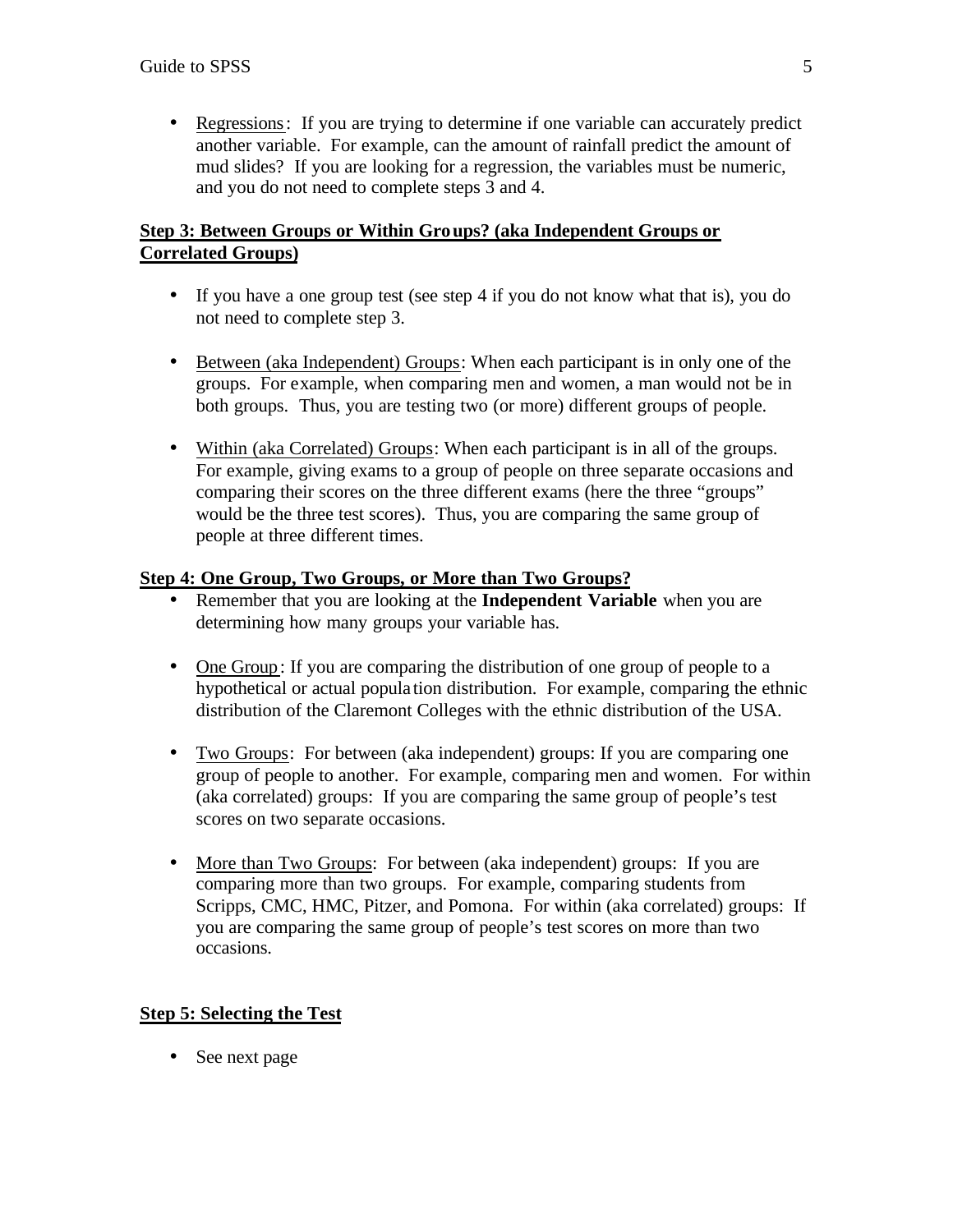- Regressions: If you are trying to determine if one variable can accurately predict another variable. For example, can the amount of rainfall predict the amount of mud slides? If you are looking for a regression, the variables must be numeric, and you do not need to complete steps 3 and 4.

## Step 3: Between Groups or Within Groups? (aka Independent Groups or Correlated Groups)

- If you have a one group test (see step 4 if you do not know what that is), you do not need to complete step 3.
- Between (aka Independent) Groups: When each participant is in only one of the groups. For example, when comparing men and women, a man would not be in both groups. Thus, you are testing two (or more) different groups of people.
- Within (aka Correlated) Groups: When each participant is in all of the groups. For example, giving exams to a group of people on three separate occasions and comparing their scores on the three different exams (here the three "groups" would be the three test scores). Thus, you are comparing the same group of people at three different times.

## Step 4: One Group, Two Groups, or More than Two Groups?

- Remember that you are looking at the **Independent Variable** when you are determining how many groups your variable has.
- One Group: If you are comparing the distribution of one group of people to a hypothetical or actual population distribution. For example, comparing the ethnic distribution of the Claremont Colleges with the ethnic distribution of the USA.
- Two Groups: For between (aka independent) groups: If you are comparing one group of people to another. For example, comparing men and women. For within (aka correlated) groups: If you are comparing the same group of people's test scores on two separate occasions.
- More than Two Groups: For between (aka independent) groups: If you are comparing more than two groups. For example, comparing students from Scripps, CMC, HMC, Pitzer, and Pomona. For within (aka correlated) groups: If you are comparing the same group of people's test scores on more than two occasions.

## Step 5: Selecting the Test

- See next page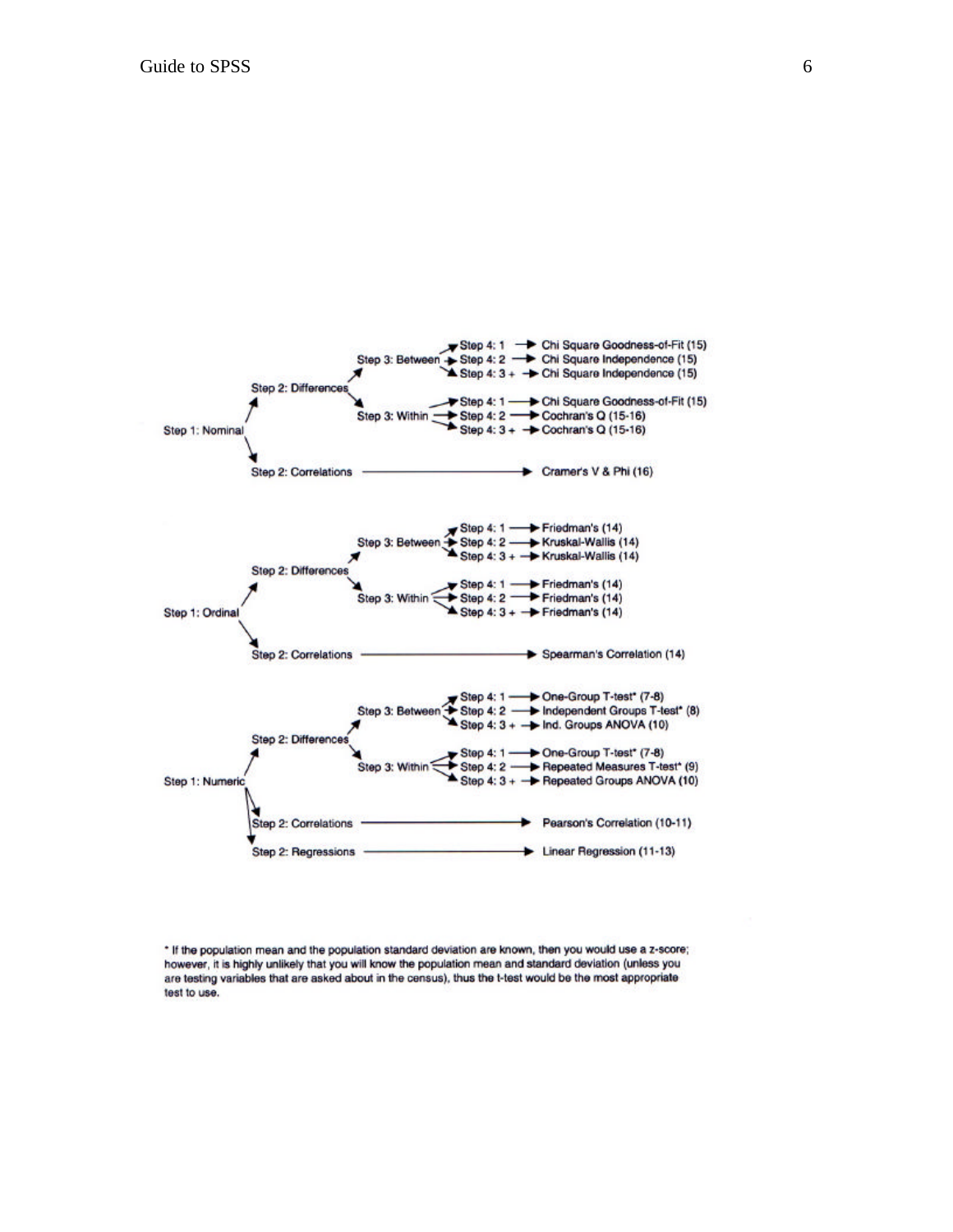Step 1: Nominal

- Step 2: Differences
  - Step 3: Between
    - Step 4: 1 → Chi Square Goodness-of-Fit (15)
    - Step 4: 2 → Chi Square Independence (15)
    - Step 4: 3 + → Chi Square Independence (15)
  - Step 3: Within
    - Step 4: 1 → Chi Square Goodness-of-Fit (15)
    - Step 4: 2 → Cochran's Q (15-16)
    - Step 4: 3 + → Cochran's Q (15-16)
- Step 2: Correlations → Cramer's V & Phi (16)

Step 1: Ordinal

- Step 2: Differences
  - Step 3: Between
    - Step 4: 1 → Friedman's (14)
    - Step 4: 2 → Kruskal-Wallis (14)
    - Step 4: 3 + → Kruskal-Wallis (14)
  - Step 3: Within
    - Step 4: 1 → Friedman's (14)
    - Step 4: 2 → Friedman's (14)
    - Step 4: 3 + → Friedman's (14)
- Step 2: Correlations → Spearman's Correlation (14)

Step 1: Numeric

- Step 2: Differences
  - Step 3: Between
    - Step 4: 1 → One-Group T-test* (7-8)
    - Step 4: 2 → Independent Groups T-test* (8)
    - Step 4: 3 + → Ind. Groups ANOVA (10)
  - Step 3: Within
    - Step 4: 1 → One-Group T-test* (7-8)
    - Step 4: 2 → Repeated Measures T-test* (9)
    - Step 4: 3 + → Repeated Groups ANOVA (10)
- Step 2: Correlations → Pearson's Correlation (10-11)
- Step 2: Regressions → Linear Regression (11-13)

* If the population mean and the population standard deviation are known, then you would use a z-score; however, it is highly unlikely that you will know the population mean and standard deviation (unless you are testing variables that are asked about in the census), thus the t-test would be the most appropriate test to use.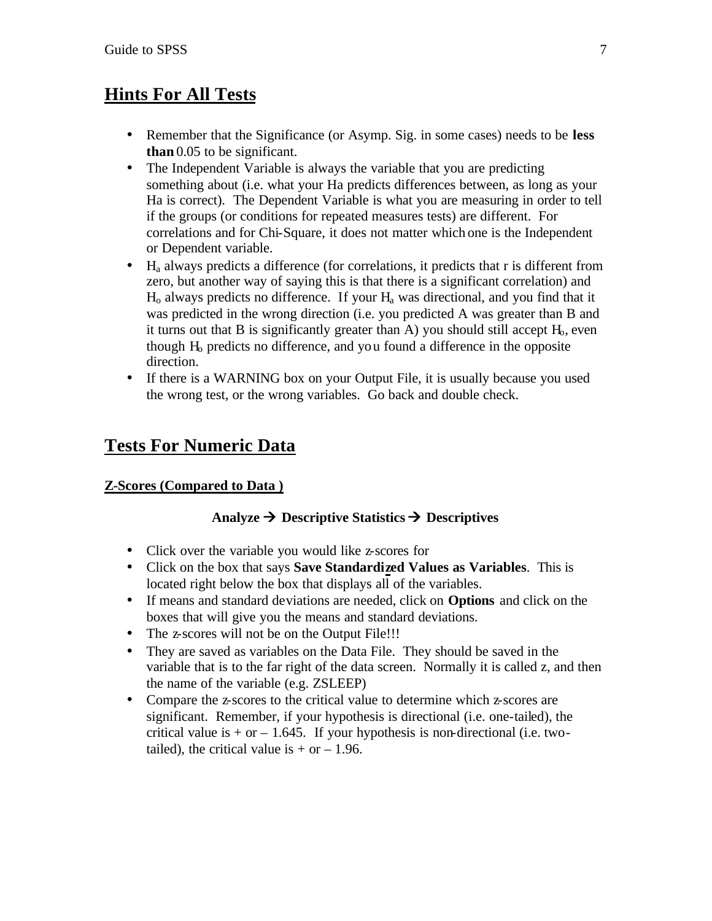## Hints For All Tests

- Remember that the Significance (or Asymp. Sig. in some cases) needs to be **less than** 0.05 to be significant.
- The Independent Variable is always the variable that you are predicting something about (i.e. what your Ha predicts differences between, as long as your Ha is correct). The Dependent Variable is what you are measuring in order to tell if the groups (or conditions for repeated measures tests) are different. For correlations and for Chi-Square, it does not matter which one is the Independent or Dependent variable.
- $H_a$ always predicts a difference (for correlations, it predicts that r is different from zero, but another way of saying this is that there is a significant correlation) and $H_o$ always predicts no difference. If your $H_a$ was directional, and you find that it was predicted in the wrong direction (i.e. you predicted A was greater than B and it turns out that B is significantly greater than A) you should still accept $H_o$, even though $H_o$ predicts no difference, and you found a difference in the opposite direction.
- If there is a WARNING box on your Output File, it is usually because you used the wrong test, or the wrong variables. Go back and double check.

## Tests For Numeric Data

### Z-Scores (Compared to Data )

**Analyze → Descriptive Statistics → Descriptives**

- Click over the variable you would like z-scores for
- Click on the box that says **Save Standardized Values as Variables**. This is located right below the box that displays all of the variables.
- If means and standard deviations are needed, click on **Options** and click on the boxes that will give you the means and standard deviations.
- The z-scores will not be on the Output File!!!
- They are saved as variables on the Data File. They should be saved in the variable that is to the far right of the data screen. Normally it is called z, and then the name of the variable (e.g. ZSLEEP)
- Compare the z-scores to the critical value to determine which z-scores are significant. Remember, if your hypothesis is directional (i.e. one-tailed), the critical value is + or – 1.645. If your hypothesis is non-directional (i.e. two-tailed), the critical value is + or – 1.96.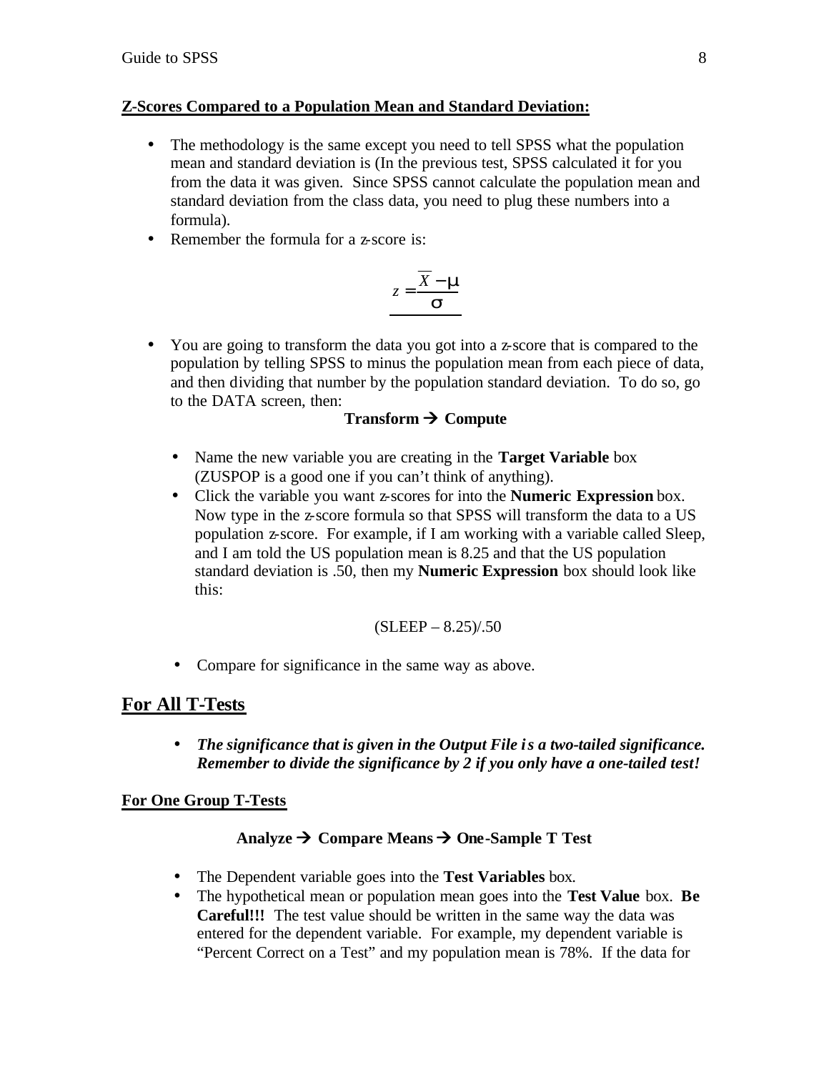**Z-Scores Compared to a Population Mean and Standard Deviation:**

- The methodology is the same except you need to tell SPSS what the population mean and standard deviation is (In the previous test, SPSS calculated it for you from the data it was given. Since SPSS cannot calculate the population mean and standard deviation from the class data, you need to plug these numbers into a formula).
- Remember the formula for a z-score is:

$$z = \frac{\overline{X} - \mu}{\sigma}$$

- You are going to transform the data you got into a z-score that is compared to the population by telling SPSS to minus the population mean from each piece of data, and then dividing that number by the population standard deviation. To do so, go to the DATA screen, then:

**Transform → Compute**

  - Name the new variable you are creating in the **Target Variable** box (ZUSPOP is a good one if you can't think of anything).
  - Click the variable you want z-scores for into the **Numeric Expression** box. Now type in the z-score formula so that SPSS will transform the data to a US population z-score. For example, if I am working with a variable called Sleep, and I am told the US population mean is 8.25 and that the US population standard deviation is .50, then my **Numeric Expression** box should look like this:

(SLEEP – 8.25)/.50

  - Compare for significance in the same way as above.

## For All T-Tests

- ***The significance that is given in the Output File is a two-tailed significance. Remember to divide the significance by 2 if you only have a one-tailed test!***

**For One Group T-Tests**

**Analyze → Compare Means → One-Sample T Test**

- The Dependent variable goes into the **Test Variables** box.
- The hypothetical mean or population mean goes into the **Test Value** box. **Be Careful!!!** The test value should be written in the same way the data was entered for the dependent variable. For example, my dependent variable is "Percent Correct on a Test" and my population mean is 78%. If the data for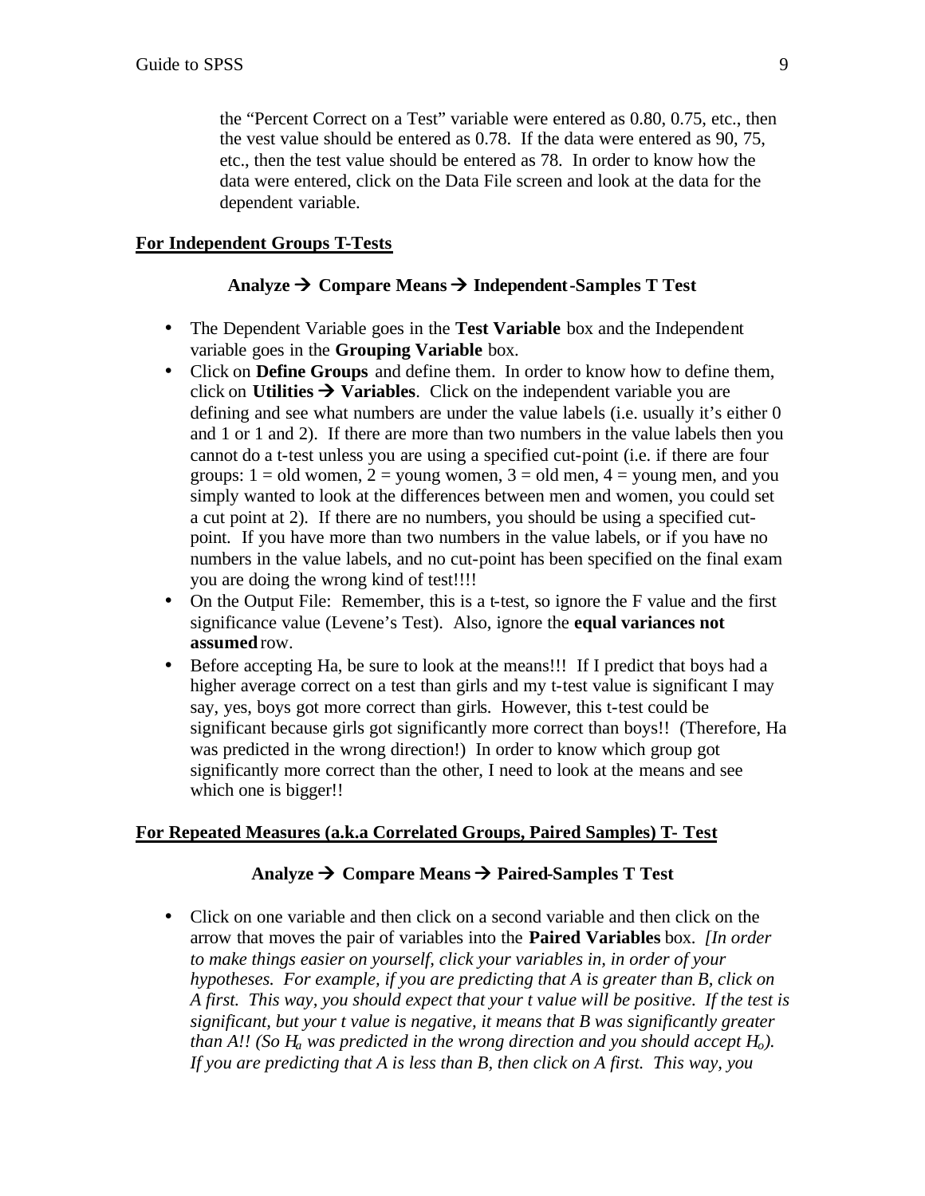the "Percent Correct on a Test" variable were entered as 0.80, 0.75, etc., then the vest value should be entered as 0.78. If the data were entered as 90, 75, etc., then the test value should be entered as 78. In order to know how the data were entered, click on the Data File screen and look at the data for the dependent variable.

**<u>For Independent Groups T-Tests</u>**

**Analyze → Compare Means → Independent-Samples T Test**

- The Dependent Variable goes in the **Test Variable** box and the Independent variable goes in the **Grouping Variable** box.
- Click on **Define Groups** and define them. In order to know how to define them, click on **Utilities → Variables**. Click on the independent variable you are defining and see what numbers are under the value labels (i.e. usually it's either 0 and 1 or 1 and 2). If there are more than two numbers in the value labels then you cannot do a t-test unless you are using a specified cut-point (i.e. if there are four groups: 1 = old women, 2 = young women, 3 = old men, 4 = young men, and you simply wanted to look at the differences between men and women, you could set a cut point at 2). If there are no numbers, you should be using a specified cut-point. If you have more than two numbers in the value labels, or if you have no numbers in the value labels, and no cut-point has been specified on the final exam you are doing the wrong kind of test!!!!
- On the Output File: Remember, this is a t-test, so ignore the F value and the first significance value (Levene's Test). Also, ignore the **equal variances not assumed** row.
- Before accepting Ha, be sure to look at the means!!! If I predict that boys had a higher average correct on a test than girls and my t-test value is significant I may say, yes, boys got more correct than girls. However, this t-test could be significant because girls got significantly more correct than boys!! (Therefore, Ha was predicted in the wrong direction!) In order to know which group got significantly more correct than the other, I need to look at the means and see which one is bigger!!

**<u>For Repeated Measures (a.k.a Correlated Groups, Paired Samples) T- Test</u>**

**Analyze → Compare Means → Paired-Samples T Test**

- Click on one variable and then click on a second variable and then click on the arrow that moves the pair of variables into the **Paired Variables** box. *[In order to make things easier on yourself, click your variables in, in order of your hypotheses. For example, if you are predicting that A is greater than B, click on A first. This way, you should expect that your t value will be positive. If the test is significant, but your t value is negative, it means that B was significantly greater than A!! (So $H_a$ was predicted in the wrong direction and you should accept $H_o$). If you are predicting that A is less than B, then click on A first. This way, you*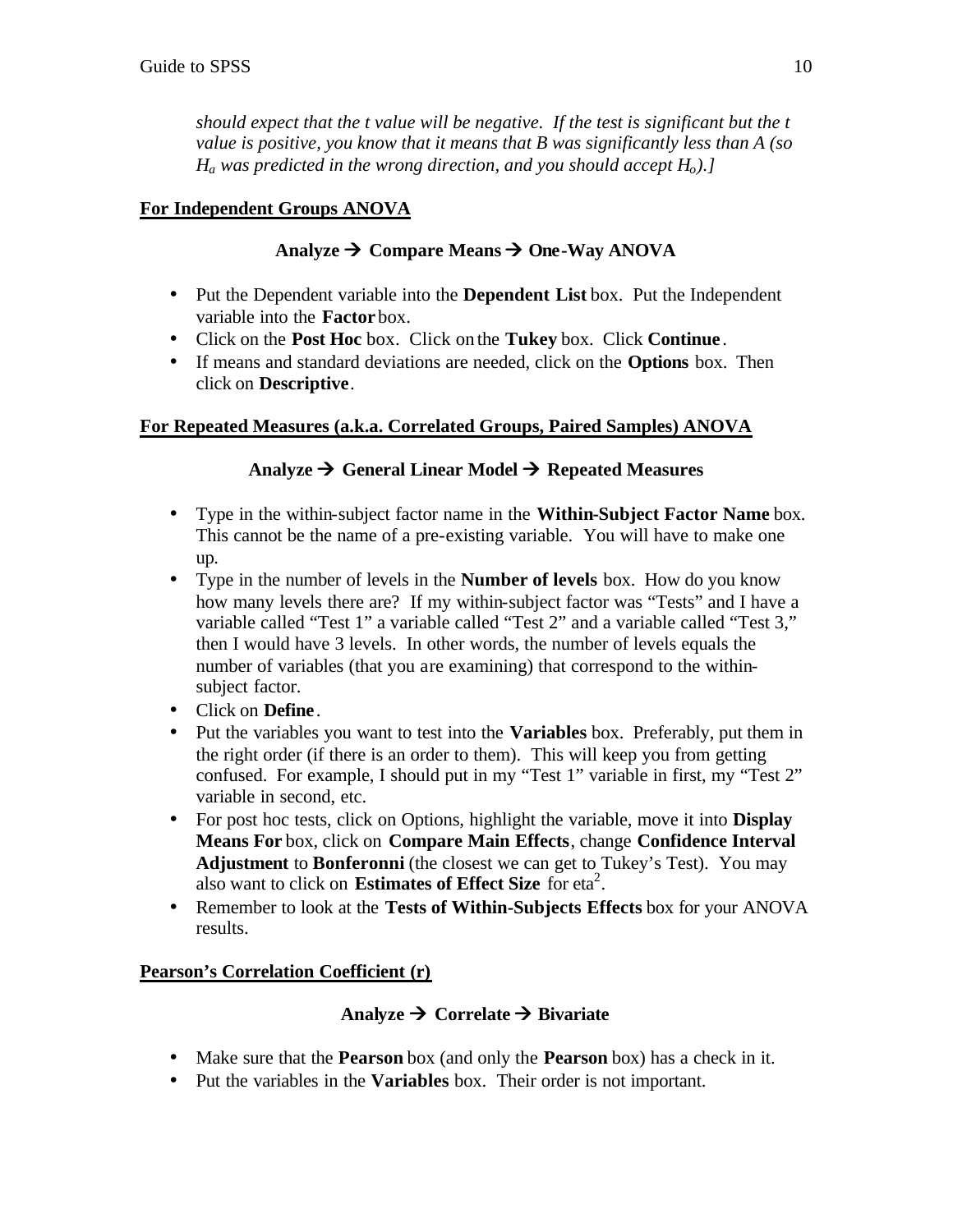*should expect that the t value will be negative. If the test is significant but the t value is positive, you know that it means that B was significantly less than A (so $H_a$ was predicted in the wrong direction, and you should accept $H_o$).]*

## For Independent Groups ANOVA

**Analyze → Compare Means → One-Way ANOVA**

- Put the Dependent variable into the **Dependent List** box. Put the Independent variable into the **Factor** box.
- Click on the **Post Hoc** box. Click on the **Tukey** box. Click **Continue**.
- If means and standard deviations are needed, click on the **Options** box. Then click on **Descriptive**.

## For Repeated Measures (a.k.a. Correlated Groups, Paired Samples) ANOVA

**Analyze → General Linear Model → Repeated Measures**

- Type in the within-subject factor name in the **Within-Subject Factor Name** box. This cannot be the name of a pre-existing variable. You will have to make one up.
- Type in the number of levels in the **Number of levels** box. How do you know how many levels there are? If my within-subject factor was "Tests" and I have a variable called "Test 1" a variable called "Test 2" and a variable called "Test 3," then I would have 3 levels. In other words, the number of levels equals the number of variables (that you are examining) that correspond to the within-subject factor.
- Click on **Define**.
- Put the variables you want to test into the **Variables** box. Preferably, put them in the right order (if there is an order to them). This will keep you from getting confused. For example, I should put in my "Test 1" variable in first, my "Test 2" variable in second, etc.
- For post hoc tests, click on Options, highlight the variable, move it into **Display Means For** box, click on **Compare Main Effects**, change **Confidence Interval Adjustment** to **Bonferonni** (the closest we can get to Tukey's Test). You may also want to click on **Estimates of Effect Size** for $eta^2$.
- Remember to look at the **Tests of Within-Subjects Effects** box for your ANOVA results.

## Pearson's Correlation Coefficient (r)

**Analyze → Correlate → Bivariate**

- Make sure that the **Pearson** box (and only the **Pearson** box) has a check in it.
- Put the variables in the **Variables** box. Their order is not important.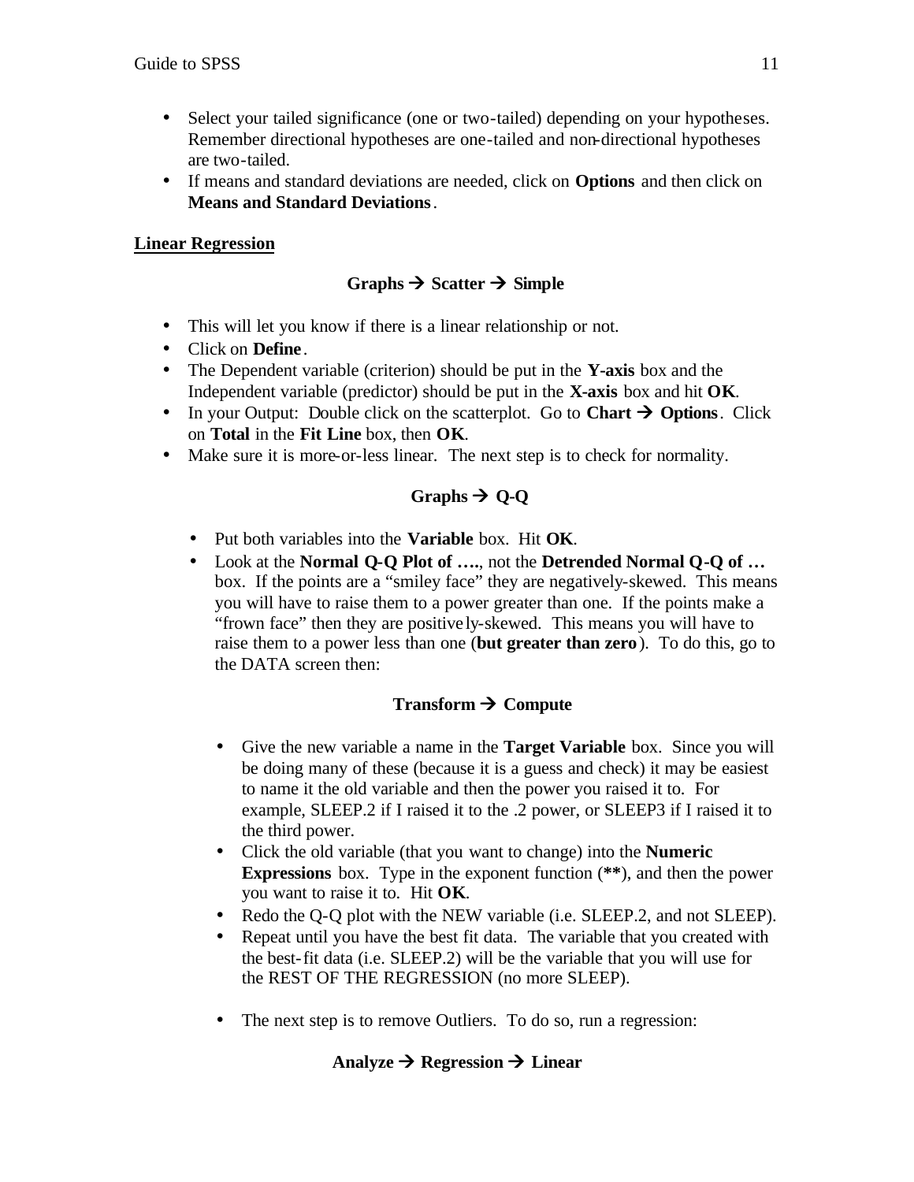- Select your tailed significance (one or two-tailed) depending on your hypotheses. Remember directional hypotheses are one-tailed and non-directional hypotheses are two-tailed.
- If means and standard deviations are needed, click on **Options** and then click on **Means and Standard Deviations**.

## Linear Regression

**Graphs → Scatter → Simple**

- This will let you know if there is a linear relationship or not.
- Click on **Define**.
- The Dependent variable (criterion) should be put in the **Y-axis** box and the Independent variable (predictor) should be put in the **X-axis** box and hit **OK**.
- In your Output: Double click on the scatterplot. Go to **Chart → Options**. Click on **Total** in the **Fit Line** box, then **OK**.
- Make sure it is more-or-less linear. The next step is to check for normality.

**Graphs → Q-Q**

- Put both variables into the **Variable** box. Hit **OK**.
- Look at the **Normal Q-Q Plot of ….**, not the **Detrended Normal Q-Q of …** box. If the points are a "smiley face" they are negatively-skewed. This means you will have to raise them to a power greater than one. If the points make a "frown face" then they are positively-skewed. This means you will have to raise them to a power less than one (**but greater than zero**). To do this, go to the DATA screen then:

**Transform → Compute**

- Give the new variable a name in the **Target Variable** box. Since you will be doing many of these (because it is a guess and check) it may be easiest to name it the old variable and then the power you raised it to. For example, SLEEP.2 if I raised it to the .2 power, or SLEEP3 if I raised it to the third power.
- Click the old variable (that you want to change) into the **Numeric Expressions** box. Type in the exponent function (**\*\***), and then the power you want to raise it to. Hit **OK**.
- Redo the Q-Q plot with the NEW variable (i.e. SLEEP.2, and not SLEEP).
- Repeat until you have the best fit data. The variable that you created with the best-fit data (i.e. SLEEP.2) will be the variable that you will use for the REST OF THE REGRESSION (no more SLEEP).

- The next step is to remove Outliers. To do so, run a regression:

**Analyze → Regression → Linear**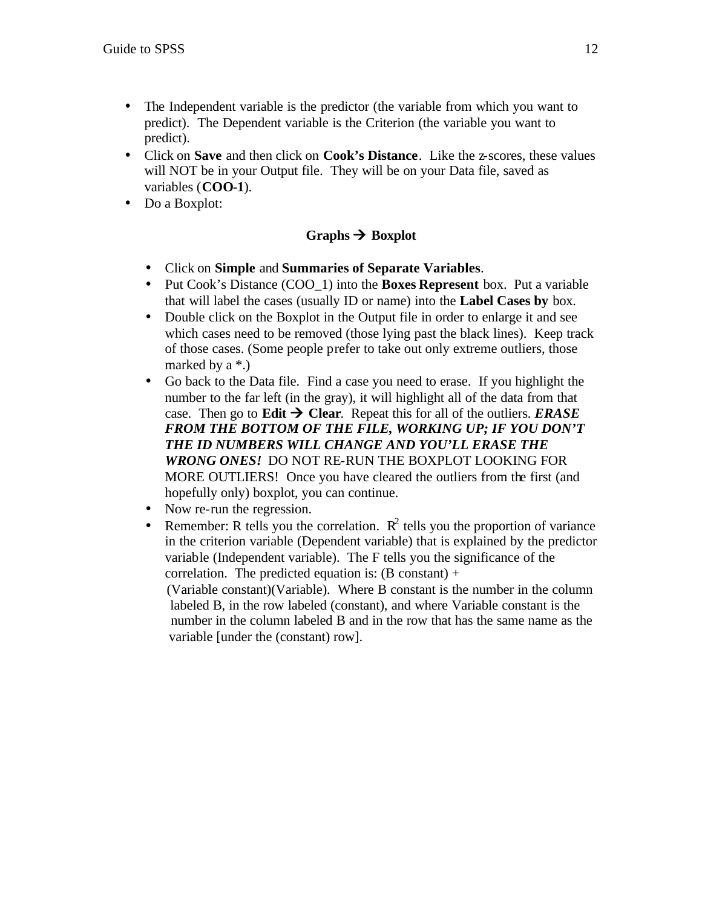- The Independent variable is the predictor (the variable from which you want to predict). The Dependent variable is the Criterion (the variable you want to predict).
- Click on **Save** and then click on **Cook's Distance**. Like the z-scores, these values will NOT be in your Output file. They will be on your Data file, saved as variables (**COO-1**).
- Do a Boxplot:

**Graphs → Boxplot**

  - Click on **Simple** and **Summaries of Separate Variables**.
  - Put Cook's Distance (COO_1) into the **Boxes Represent** box. Put a variable that will label the cases (usually ID or name) into the **Label Cases by** box.
  - Double click on the Boxplot in the Output file in order to enlarge it and see which cases need to be removed (those lying past the black lines). Keep track of those cases. (Some people prefer to take out only extreme outliers, those marked by a *.)
  - Go back to the Data file. Find a case you need to erase. If you highlight the number to the far left (in the gray), it will highlight all of the data from that case. Then go to **Edit → Clear**. Repeat this for all of the outliers. ***ERASE FROM THE BOTTOM OF THE FILE, WORKING UP; IF YOU DON'T THE ID NUMBERS WILL CHANGE AND YOU'LL ERASE THE WRONG ONES!*** DO NOT RE-RUN THE BOXPLOT LOOKING FOR MORE OUTLIERS! Once you have cleared the outliers from the first (and hopefully only) boxplot, you can continue.
  - Now re-run the regression.
  - Remember: R tells you the correlation. $R^2$ tells you the proportion of variance in the criterion variable (Dependent variable) that is explained by the predictor variable (Independent variable). The F tells you the significance of the correlation. The predicted equation is: (B constant) + (Variable constant)(Variable). Where B constant is the number in the column labeled B, in the row labeled (constant), and where Variable constant is the number in the column labeled B and in the row that has the same name as the variable [under the (constant) row].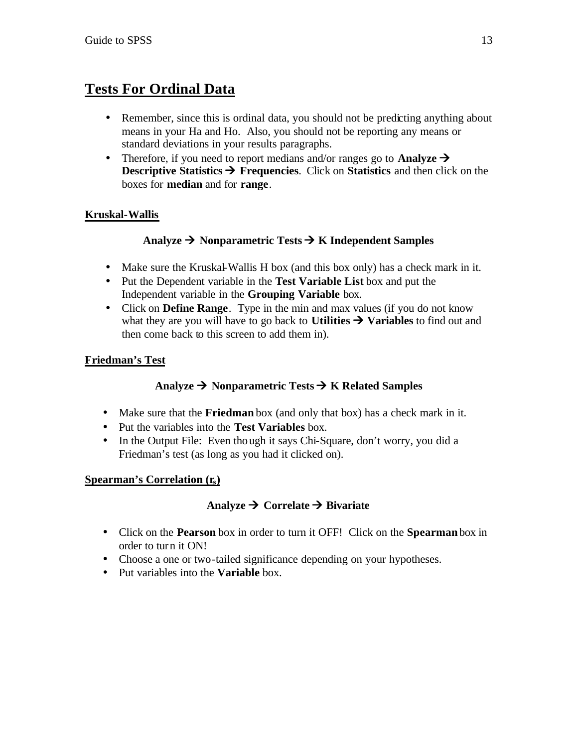# Tests For Ordinal Data

- Remember, since this is ordinal data, you should not be predicting anything about means in your Ha and Ho. Also, you should not be reporting any means or standard deviations in your results paragraphs.
- Therefore, if you need to report medians and/or ranges go to **Analyze → Descriptive Statistics → Frequencies**. Click on **Statistics** and then click on the boxes for **median** and for **range**.

## Kruskal-Wallis

**Analyze → Nonparametric Tests → K Independent Samples**

- Make sure the Kruskal-Wallis H box (and this box only) has a check mark in it.
- Put the Dependent variable in the **Test Variable List** box and put the Independent variable in the **Grouping Variable** box.
- Click on **Define Range**. Type in the min and max values (if you do not know what they are you will have to go back to **Utilities → Variables** to find out and then come back to this screen to add them in).

## Friedman's Test

**Analyze → Nonparametric Tests → K Related Samples**

- Make sure that the **Friedman** box (and only that box) has a check mark in it.
- Put the variables into the **Test Variables** box.
- In the Output File: Even though it says Chi-Square, don't worry, you did a Friedman's test (as long as you had it clicked on).

## Spearman's Correlation ($r_s$)

**Analyze → Correlate → Bivariate**

- Click on the **Pearson** box in order to turn it OFF! Click on the **Spearman** box in order to turn it ON!
- Choose a one or two-tailed significance depending on your hypotheses.
- Put variables into the **Variable** box.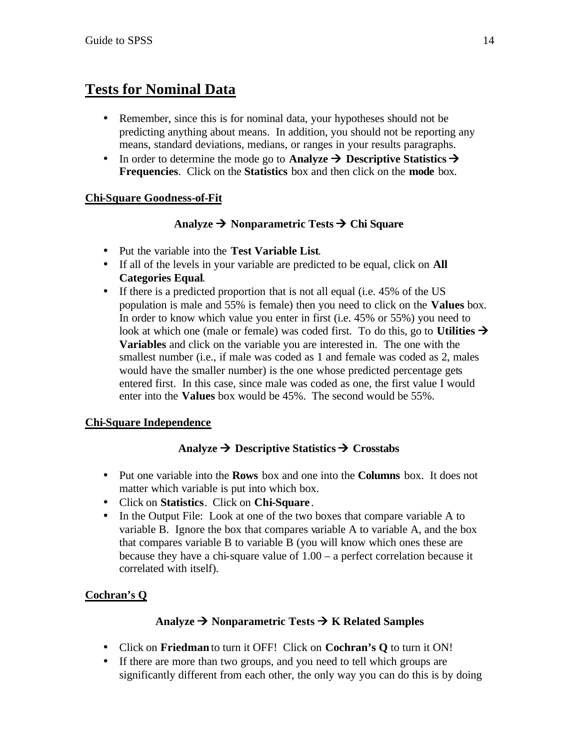## Tests for Nominal Data

- Remember, since this is for nominal data, your hypotheses should not be predicting anything about means. In addition, you should not be reporting any means, standard deviations, medians, or ranges in your results paragraphs.
- In order to determine the mode go to **Analyze → Descriptive Statistics → Frequencies**. Click on the **Statistics** box and then click on the **mode** box.

### Chi-Square Goodness-of-Fit

**Analyze → Nonparametric Tests → Chi Square**

- Put the variable into the **Test Variable List**.
- If all of the levels in your variable are predicted to be equal, click on **All Categories Equal**.
- If there is a predicted proportion that is not all equal (i.e. 45% of the US population is male and 55% is female) then you need to click on the **Values** box. In order to know which value you enter in first (i.e. 45% or 55%) you need to look at which one (male or female) was coded first. To do this, go to **Utilities → Variables** and click on the variable you are interested in. The one with the smallest number (i.e., if male was coded as 1 and female was coded as 2, males would have the smaller number) is the one whose predicted percentage gets entered first. In this case, since male was coded as one, the first value I would enter into the **Values** box would be 45%. The second would be 55%.

### Chi-Square Independence

**Analyze → Descriptive Statistics → Crosstabs**

- Put one variable into the **Rows** box and one into the **Columns** box. It does not matter which variable is put into which box.
- Click on **Statistics**. Click on **Chi-Square**.
- In the Output File: Look at one of the two boxes that compare variable A to variable B. Ignore the box that compares variable A to variable A, and the box that compares variable B to variable B (you will know which ones these are because they have a chi-square value of 1.00 – a perfect correlation because it correlated with itself).

### Cochran's Q

**Analyze → Nonparametric Tests → K Related Samples**

- Click on **Friedman** to turn it OFF! Click on **Cochran's Q** to turn it ON!
- If there are more than two groups, and you need to tell which groups are significantly different from each other, the only way you can do this is by doing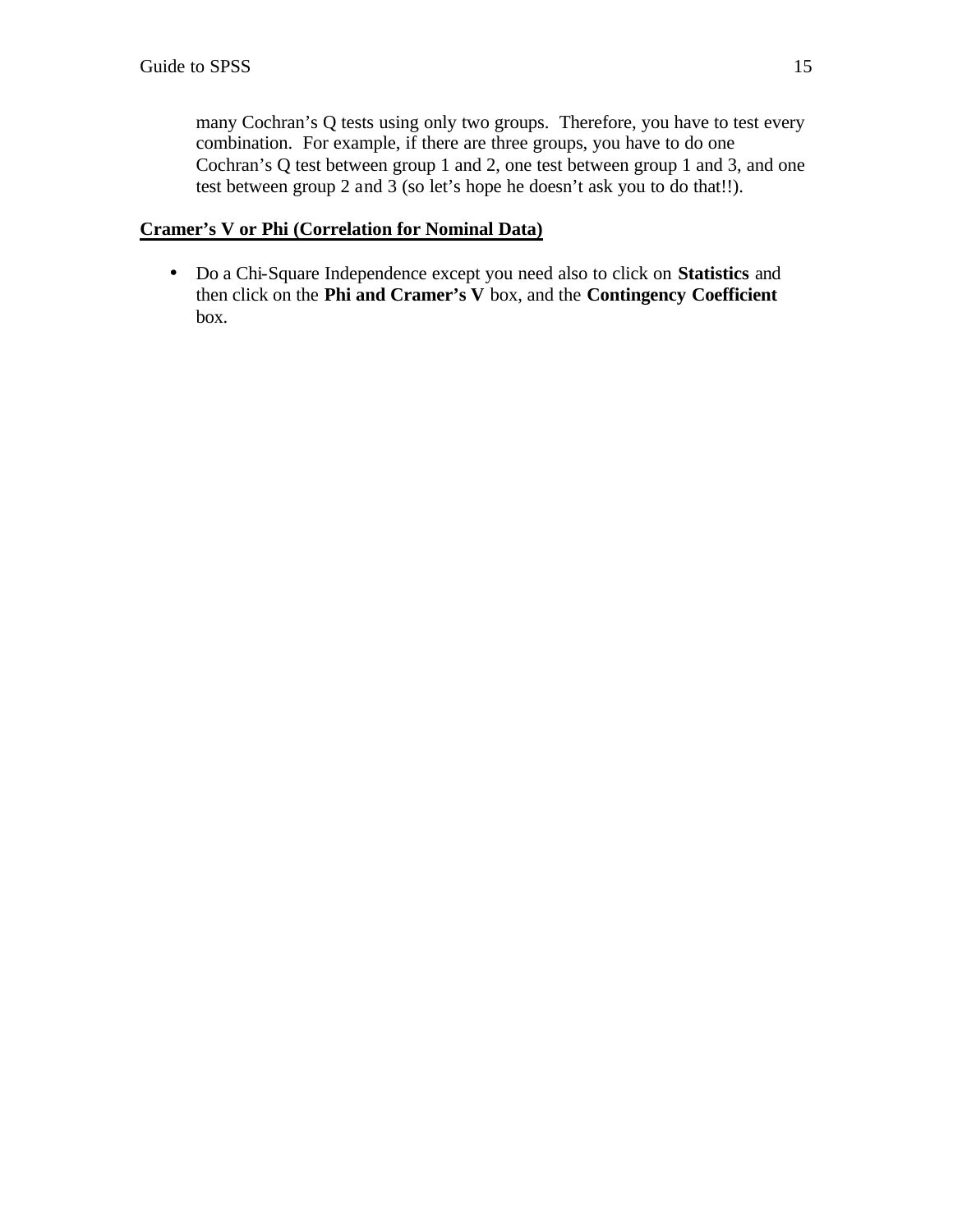many Cochran's Q tests using only two groups.  Therefore, you have to test every combination.  For example, if there are three groups, you have to do one Cochran's Q test between group 1 and 2, one test between group 1 and 3, and one test between group 2 and 3 (so let's hope he doesn't ask you to do that!!).

## Cramer's V or Phi (Correlation for Nominal Data)

- Do a Chi-Square Independence except you need also to click on **Statistics** and then click on the **Phi and Cramer's V** box, and the **Contingency Coefficient** box.